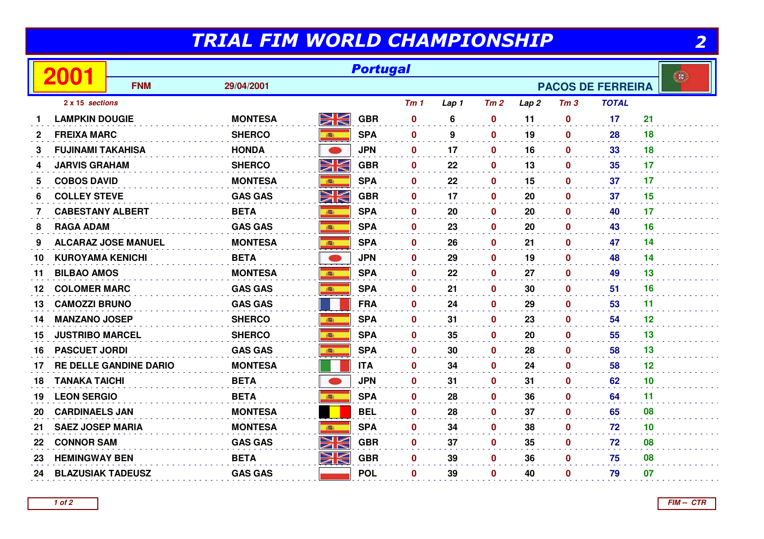# TRIAL FIM WORLD CHAMPIONSHIP

## 2001 — Portugal

FNM — 29/04/2001 — PACOS DE FERREIRA

*2 x 15 sections*

| | | | | Tm 1 | Lap 1 | Tm 2 | Lap 2 | Tm 3 | TOTAL | |
|---|---|---|---|---|---|---|---|---|---|---|
| 1 | LAMPKIN DOUGIE | MONTESA | GBR | 0 | 6 | 0 | 11 | 0 | 17 | 21 |
| 2 | FREIXA MARC | SHERCO | SPA | 0 | 9 | 0 | 19 | 0 | 28 | 18 |
| 3 | FUJINAMI TAKAHISA | HONDA | JPN | 0 | 17 | 0 | 16 | 0 | 33 | 18 |
| 4 | JARVIS GRAHAM | SHERCO | GBR | 0 | 22 | 0 | 13 | 0 | 35 | 17 |
| 5 | COBOS DAVID | MONTESA | SPA | 0 | 22 | 0 | 15 | 0 | 37 | 17 |
| 6 | COLLEY STEVE | GAS GAS | GBR | 0 | 17 | 0 | 20 | 0 | 37 | 15 |
| 7 | CABESTANY ALBERT | BETA | SPA | 0 | 20 | 0 | 20 | 0 | 40 | 17 |
| 8 | RAGA ADAM | GAS GAS | SPA | 0 | 23 | 0 | 20 | 0 | 43 | 16 |
| 9 | ALCARAZ JOSE MANUEL | MONTESA | SPA | 0 | 26 | 0 | 21 | 0 | 47 | 14 |
| 10 | KUROYAMA KENICHI | BETA | JPN | 0 | 29 | 0 | 19 | 0 | 48 | 14 |
| 11 | BILBAO AMOS | MONTESA | SPA | 0 | 22 | 0 | 27 | 0 | 49 | 13 |
| 12 | COLOMER MARC | GAS GAS | SPA | 0 | 21 | 0 | 30 | 0 | 51 | 16 |
| 13 | CAMOZZI BRUNO | GAS GAS | FRA | 0 | 24 | 0 | 29 | 0 | 53 | 11 |
| 14 | MANZANO JOSEP | SHERCO | SPA | 0 | 31 | 0 | 23 | 0 | 54 | 12 |
| 15 | JUSTRIBO MARCEL | SHERCO | SPA | 0 | 35 | 0 | 20 | 0 | 55 | 13 |
| 16 | PASCUET JORDI | GAS GAS | SPA | 0 | 30 | 0 | 28 | 0 | 58 | 13 |
| 17 | RE DELLE GANDINE DARIO | MONTESA | ITA | 0 | 34 | 0 | 24 | 0 | 58 | 12 |
| 18 | TANAKA TAICHI | BETA | JPN | 0 | 31 | 0 | 31 | 0 | 62 | 10 |
| 19 | LEON SERGIO | BETA | SPA | 0 | 28 | 0 | 36 | 0 | 64 | 11 |
| 20 | CARDINAELS JAN | MONTESA | BEL | 0 | 28 | 0 | 37 | 0 | 65 | 08 |
| 21 | SAEZ JOSEP MARIA | MONTESA | SPA | 0 | 34 | 0 | 38 | 0 | 72 | 10 |
| 22 | CONNOR SAM | GAS GAS | GBR | 0 | 37 | 0 | 35 | 0 | 72 | 08 |
| 23 | HEMINGWAY BEN | BETA | GBR | 0 | 39 | 0 | 36 | 0 | 75 | 08 |
| 24 | BLAZUSIAK TADEUSZ | GAS GAS | POL | 0 | 39 | 0 | 40 | 0 | 79 | 07 |

FIM -- CTR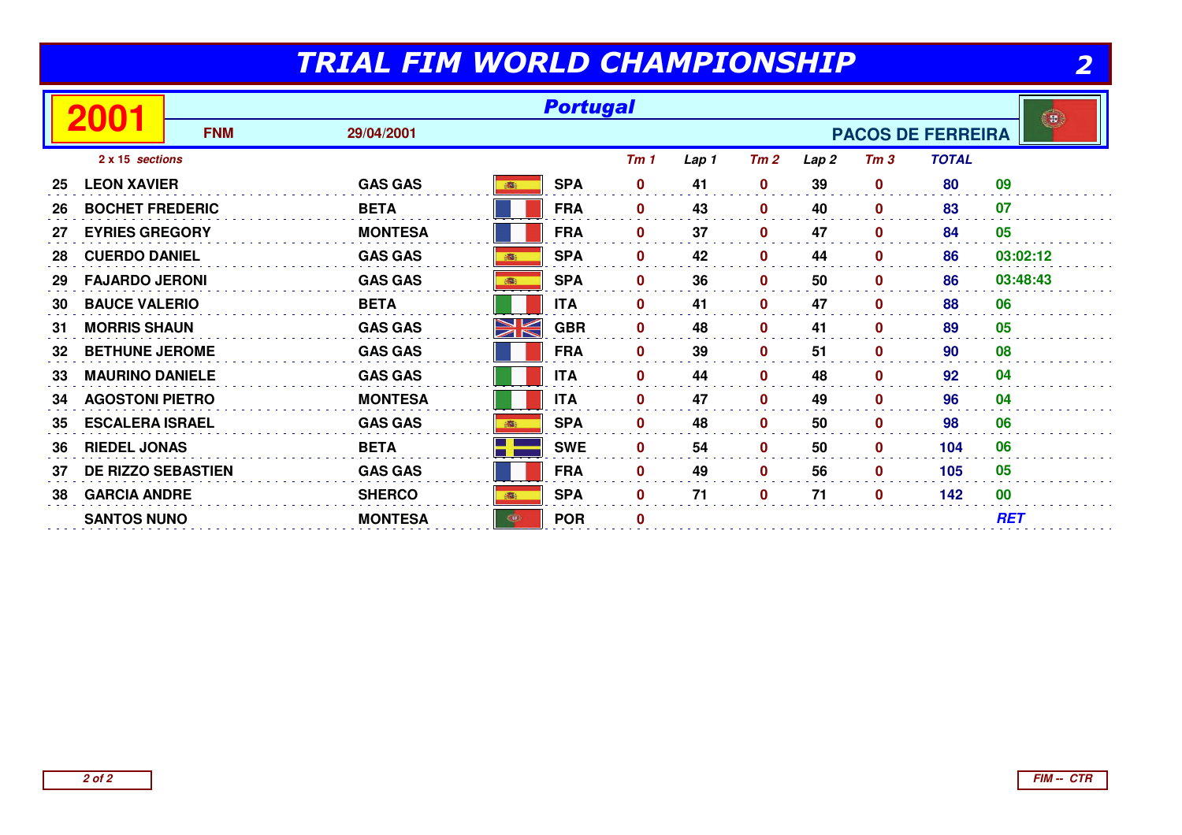# TRIAL FIM WORLD CHAMPIONSHIP

## 2001 — Portugal

**FNM** 29/04/2001 **PACOS DE FERREIRA**

*2 x 15 sections*

| | | | | Tm 1 | Lap 1 | Tm 2 | Lap 2 | Tm 3 | TOTAL | |
|---|---|---|---|---|---|---|---|---|---|---|
| 25 | LEON XAVIER | GAS GAS | SPA | 0 | 41 | 0 | 39 | 0 | 80 | 09 |
| 26 | BOCHET FREDERIC | BETA | FRA | 0 | 43 | 0 | 40 | 0 | 83 | 07 |
| 27 | EYRIES GREGORY | MONTESA | FRA | 0 | 37 | 0 | 47 | 0 | 84 | 05 |
| 28 | CUERDO DANIEL | GAS GAS | SPA | 0 | 42 | 0 | 44 | 0 | 86 | 03:02:12 |
| 29 | FAJARDO JERONI | GAS GAS | SPA | 0 | 36 | 0 | 50 | 0 | 86 | 03:48:43 |
| 30 | BAUCE VALERIO | BETA | ITA | 0 | 41 | 0 | 47 | 0 | 88 | 06 |
| 31 | MORRIS SHAUN | GAS GAS | GBR | 0 | 48 | 0 | 41 | 0 | 89 | 05 |
| 32 | BETHUNE JEROME | GAS GAS | FRA | 0 | 39 | 0 | 51 | 0 | 90 | 08 |
| 33 | MAURINO DANIELE | GAS GAS | ITA | 0 | 44 | 0 | 48 | 0 | 92 | 04 |
| 34 | AGOSTONI PIETRO | MONTESA | ITA | 0 | 47 | 0 | 49 | 0 | 96 | 04 |
| 35 | ESCALERA ISRAEL | GAS GAS | SPA | 0 | 48 | 0 | 50 | 0 | 98 | 06 |
| 36 | RIEDEL JONAS | BETA | SWE | 0 | 54 | 0 | 50 | 0 | 104 | 06 |
| 37 | DE RIZZO SEBASTIEN | GAS GAS | FRA | 0 | 49 | 0 | 56 | 0 | 105 | 05 |
| 38 | GARCIA ANDRE | SHERCO | SPA | 0 | 71 | 0 | 71 | 0 | 142 | 00 |
| | SANTOS NUNO | MONTESA | POR | 0 | | | | | | RET |

FIM -- CTR